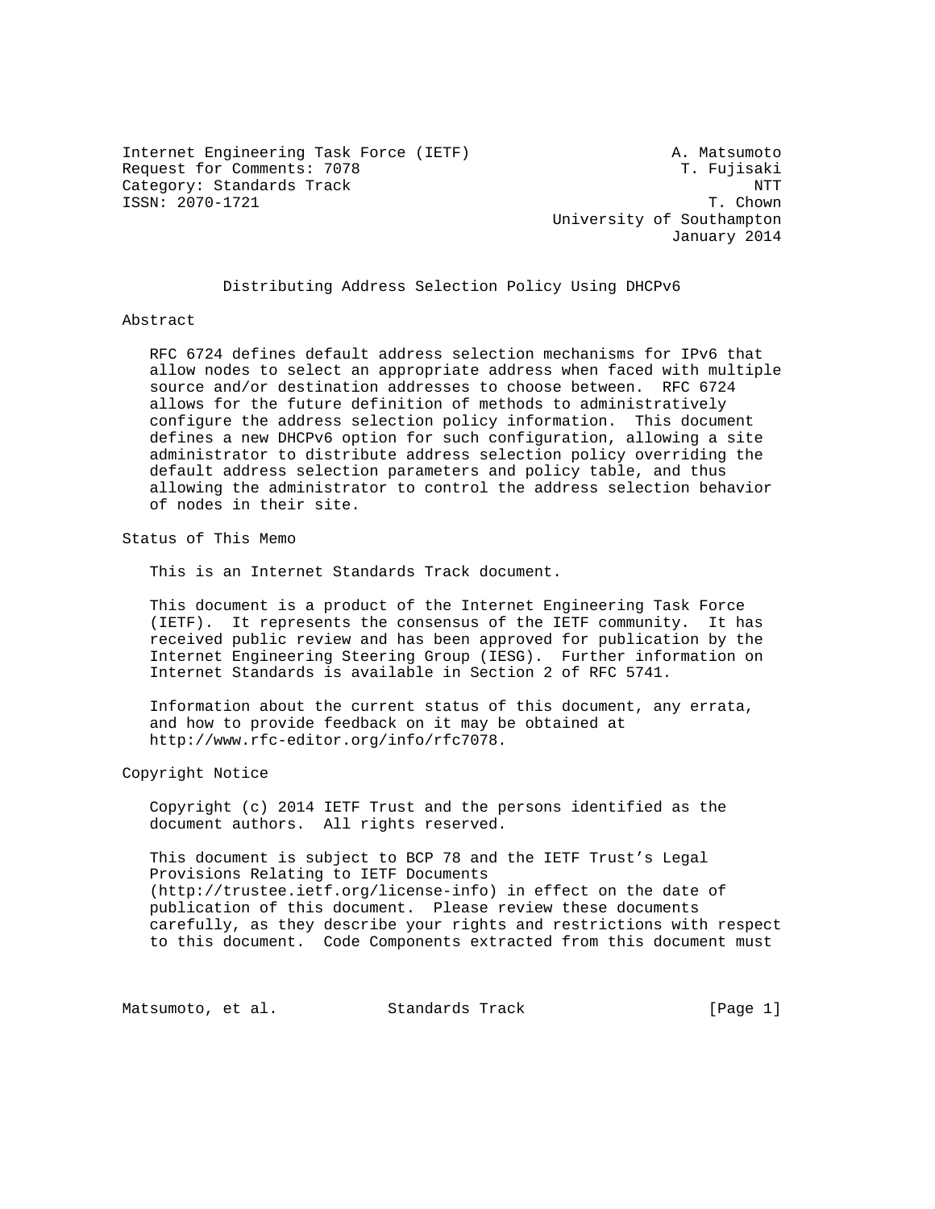Internet Engineering Task Force (IETF) — A. Matsumoto
Request for Comments: 7078 — T. Fujisaki
Category: Standards Track — NTT
ISSN: 2070-1721 — T. Chown
University of Southampton
January 2014

# Distributing Address Selection Policy Using DHCPv6

## Abstract

RFC 6724 defines default address selection mechanisms for IPv6 that allow nodes to select an appropriate address when faced with multiple source and/or destination addresses to choose between. RFC 6724 allows for the future definition of methods to administratively configure the address selection policy information. This document defines a new DHCPv6 option for such configuration, allowing a site administrator to distribute address selection policy overriding the default address selection parameters and policy table, and thus allowing the administrator to control the address selection behavior of nodes in their site.

## Status of This Memo

This is an Internet Standards Track document.

This document is a product of the Internet Engineering Task Force (IETF). It represents the consensus of the IETF community. It has received public review and has been approved for publication by the Internet Engineering Steering Group (IESG). Further information on Internet Standards is available in Section 2 of RFC 5741.

Information about the current status of this document, any errata, and how to provide feedback on it may be obtained at http://www.rfc-editor.org/info/rfc7078.

## Copyright Notice

Copyright (c) 2014 IETF Trust and the persons identified as the document authors. All rights reserved.

This document is subject to BCP 78 and the IETF Trust's Legal Provisions Relating to IETF Documents (http://trustee.ietf.org/license-info) in effect on the date of publication of this document. Please review these documents carefully, as they describe your rights and restrictions with respect to this document. Code Components extracted from this document must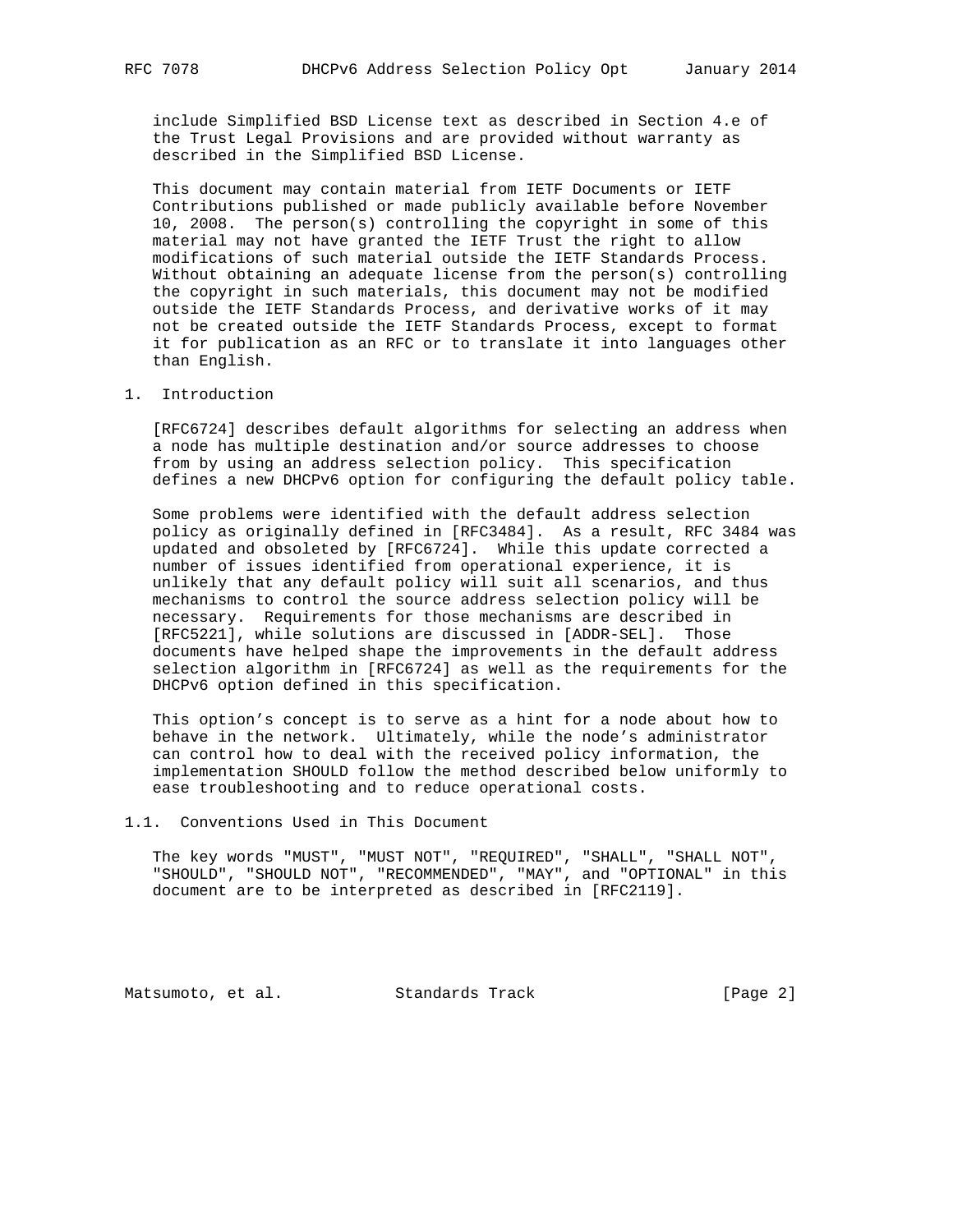include Simplified BSD License text as described in Section 4.e of the Trust Legal Provisions and are provided without warranty as described in the Simplified BSD License.

This document may contain material from IETF Documents or IETF Contributions published or made publicly available before November 10, 2008. The person(s) controlling the copyright in some of this material may not have granted the IETF Trust the right to allow modifications of such material outside the IETF Standards Process. Without obtaining an adequate license from the person(s) controlling the copyright in such materials, this document may not be modified outside the IETF Standards Process, and derivative works of it may not be created outside the IETF Standards Process, except to format it for publication as an RFC or to translate it into languages other than English.

## 1. Introduction

[RFC6724] describes default algorithms for selecting an address when a node has multiple destination and/or source addresses to choose from by using an address selection policy. This specification defines a new DHCPv6 option for configuring the default policy table.

Some problems were identified with the default address selection policy as originally defined in [RFC3484]. As a result, RFC 3484 was updated and obsoleted by [RFC6724]. While this update corrected a number of issues identified from operational experience, it is unlikely that any default policy will suit all scenarios, and thus mechanisms to control the source address selection policy will be necessary. Requirements for those mechanisms are described in [RFC5221], while solutions are discussed in [ADDR-SEL]. Those documents have helped shape the improvements in the default address selection algorithm in [RFC6724] as well as the requirements for the DHCPv6 option defined in this specification.

This option's concept is to serve as a hint for a node about how to behave in the network. Ultimately, while the node's administrator can control how to deal with the received policy information, the implementation SHOULD follow the method described below uniformly to ease troubleshooting and to reduce operational costs.

### 1.1. Conventions Used in This Document

The key words "MUST", "MUST NOT", "REQUIRED", "SHALL", "SHALL NOT", "SHOULD", "SHOULD NOT", "RECOMMENDED", "MAY", and "OPTIONAL" in this document are to be interpreted as described in [RFC2119].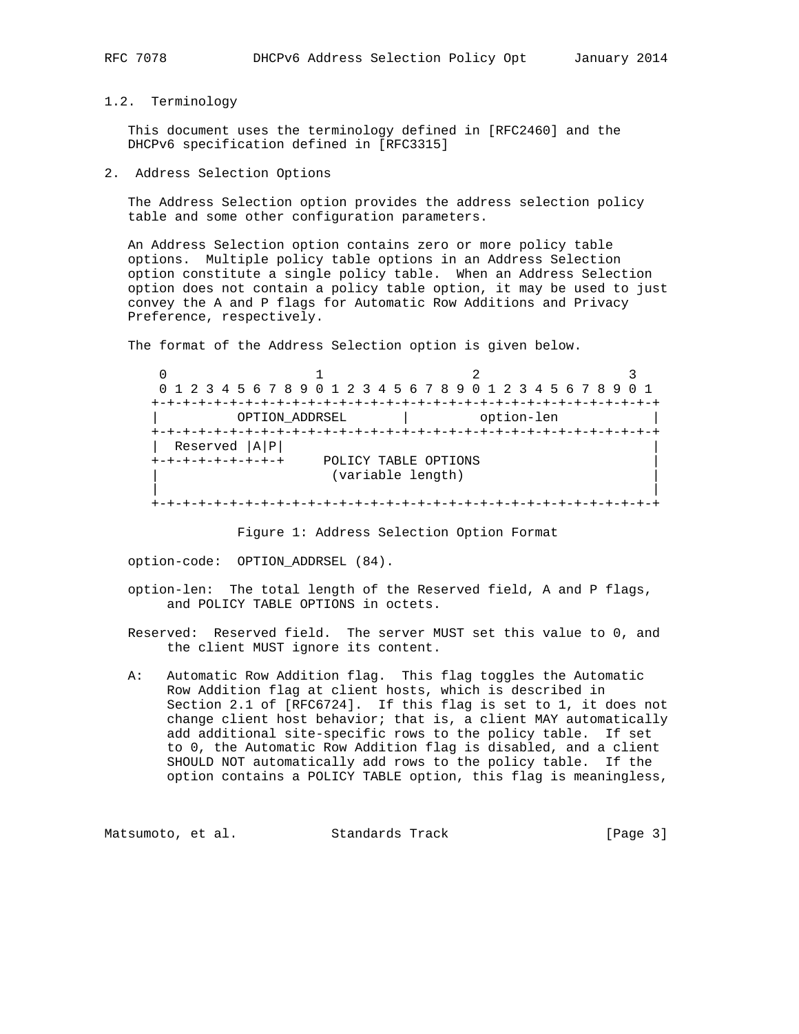### 1.2. Terminology

This document uses the terminology defined in [RFC2460] and the DHCPv6 specification defined in [RFC3315]

## 2. Address Selection Options

The Address Selection option provides the address selection policy table and some other configuration parameters.

An Address Selection option contains zero or more policy table options. Multiple policy table options in an Address Selection option constitute a single policy table. When an Address Selection option does not contain a policy table option, it may be used to just convey the A and P flags for Automatic Row Additions and Privacy Preference, respectively.

The format of the Address Selection option is given below.

```
 0                   1                   2                   3
 0 1 2 3 4 5 6 7 8 9 0 1 2 3 4 5 6 7 8 9 0 1 2 3 4 5 6 7 8 9 0 1
+-+-+-+-+-+-+-+-+-+-+-+-+-+-+-+-+-+-+-+-+-+-+-+-+-+-+-+-+-+-+-+-+
|          OPTION_ADDRSEL       |         option-len            |
+-+-+-+-+-+-+-+-+-+-+-+-+-+-+-+-+-+-+-+-+-+-+-+-+-+-+-+-+-+-+-+-+
|  Reserved |A|P|                                               |
+-+-+-+-+-+-+-+-+     POLICY TABLE OPTIONS                      |
|                      (variable length)                        |
|                                                               |
+-+-+-+-+-+-+-+-+-+-+-+-+-+-+-+-+-+-+-+-+-+-+-+-+-+-+-+-+-+-+-+-+
```

Figure 1: Address Selection Option Format

option-code: OPTION_ADDRSEL (84).

option-len: The total length of the Reserved field, A and P flags, and POLICY TABLE OPTIONS in octets.

Reserved: Reserved field. The server MUST set this value to 0, and the client MUST ignore its content.

A: Automatic Row Addition flag. This flag toggles the Automatic Row Addition flag at client hosts, which is described in Section 2.1 of [RFC6724]. If this flag is set to 1, it does not change client host behavior; that is, a client MAY automatically add additional site-specific rows to the policy table. If set to 0, the Automatic Row Addition flag is disabled, and a client SHOULD NOT automatically add rows to the policy table. If the option contains a POLICY TABLE option, this flag is meaningless,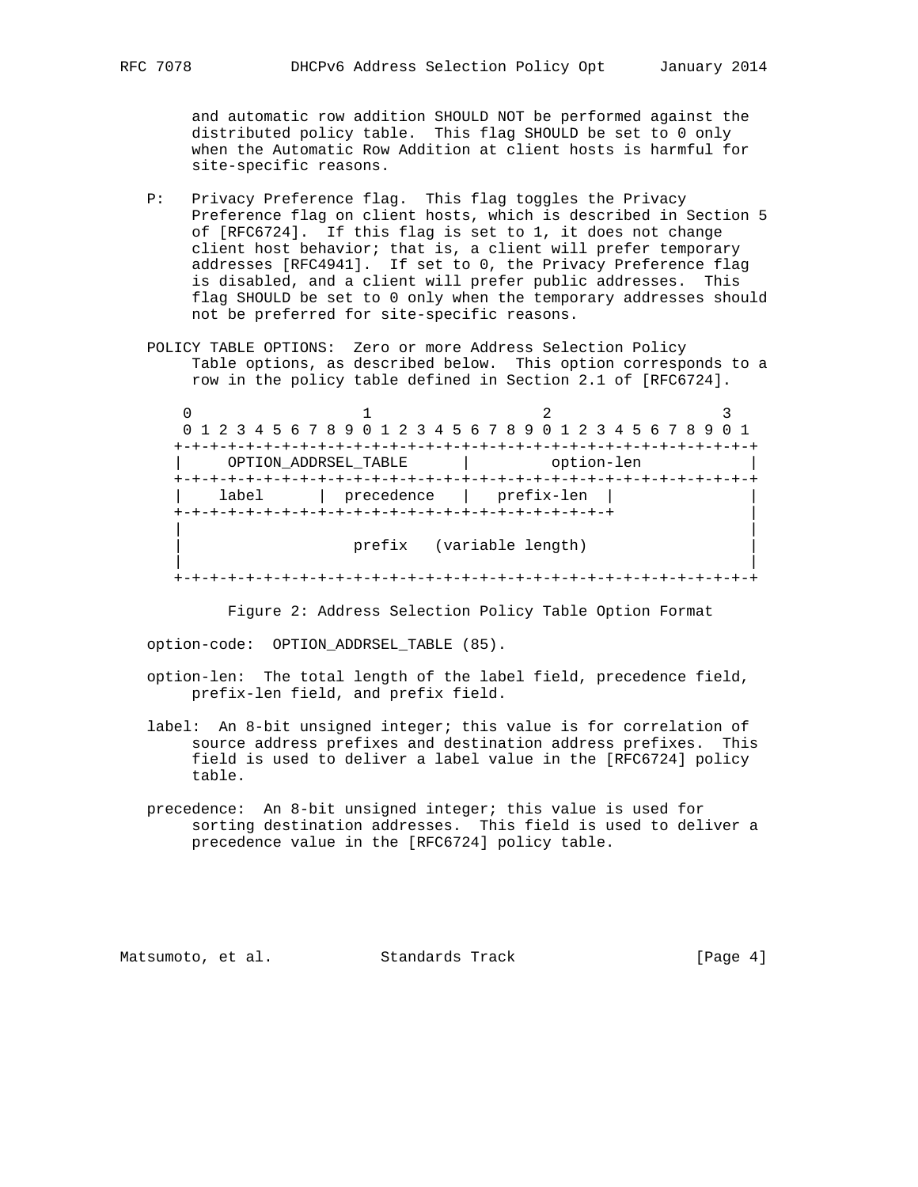and automatic row addition SHOULD NOT be performed against the distributed policy table. This flag SHOULD be set to 0 only when the Automatic Row Addition at client hosts is harmful for site-specific reasons.

P: Privacy Preference flag. This flag toggles the Privacy Preference flag on client hosts, which is described in Section 5 of [RFC6724]. If this flag is set to 1, it does not change client host behavior; that is, a client will prefer temporary addresses [RFC4941]. If set to 0, the Privacy Preference flag is disabled, and a client will prefer public addresses. This flag SHOULD be set to 0 only when the temporary addresses should not be preferred for site-specific reasons.

POLICY TABLE OPTIONS: Zero or more Address Selection Policy Table options, as described below. This option corresponds to a row in the policy table defined in Section 2.1 of [RFC6724].

```
 0                   1                   2                   3
 0 1 2 3 4 5 6 7 8 9 0 1 2 3 4 5 6 7 8 9 0 1 2 3 4 5 6 7 8 9 0 1
+-+-+-+-+-+-+-+-+-+-+-+-+-+-+-+-+-+-+-+-+-+-+-+-+-+-+-+-+-+-+-+-+
|     OPTION_ADDRSEL_TABLE      |         option-len            |
+-+-+-+-+-+-+-+-+-+-+-+-+-+-+-+-+-+-+-+-+-+-+-+-+-+-+-+-+-+-+-+-+
|    label      |  precedence   |   prefix-len  |               |
+-+-+-+-+-+-+-+-+-+-+-+-+-+-+-+-+-+-+-+-+-+-+-+-+               |
|                                                               |
|                   prefix   (variable length)                  |
|                                                               |
+-+-+-+-+-+-+-+-+-+-+-+-+-+-+-+-+-+-+-+-+-+-+-+-+-+-+-+-+-+-+-+-+
```

Figure 2: Address Selection Policy Table Option Format

option-code: OPTION_ADDRSEL_TABLE (85).

option-len: The total length of the label field, precedence field, prefix-len field, and prefix field.

label: An 8-bit unsigned integer; this value is for correlation of source address prefixes and destination address prefixes. This field is used to deliver a label value in the [RFC6724] policy table.

precedence: An 8-bit unsigned integer; this value is used for sorting destination addresses. This field is used to deliver a precedence value in the [RFC6724] policy table.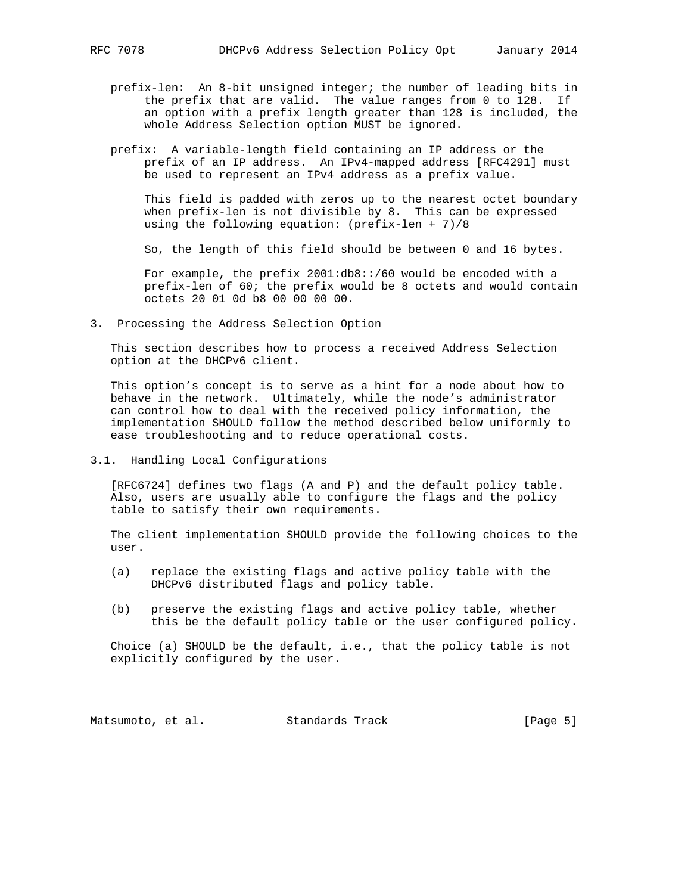prefix-len: An 8-bit unsigned integer; the number of leading bits in the prefix that are valid. The value ranges from 0 to 128. If an option with a prefix length greater than 128 is included, the whole Address Selection option MUST be ignored.

prefix: A variable-length field containing an IP address or the prefix of an IP address. An IPv4-mapped address [RFC4291] must be used to represent an IPv4 address as a prefix value.

This field is padded with zeros up to the nearest octet boundary when prefix-len is not divisible by 8. This can be expressed using the following equation: (prefix-len + 7)/8

So, the length of this field should be between 0 and 16 bytes.

For example, the prefix 2001:db8::/60 would be encoded with a prefix-len of 60; the prefix would be 8 octets and would contain octets 20 01 0d b8 00 00 00 00.

## 3. Processing the Address Selection Option

This section describes how to process a received Address Selection option at the DHCPv6 client.

This option's concept is to serve as a hint for a node about how to behave in the network. Ultimately, while the node's administrator can control how to deal with the received policy information, the implementation SHOULD follow the method described below uniformly to ease troubleshooting and to reduce operational costs.

### 3.1. Handling Local Configurations

[RFC6724] defines two flags (A and P) and the default policy table. Also, users are usually able to configure the flags and the policy table to satisfy their own requirements.

The client implementation SHOULD provide the following choices to the user.

(a) replace the existing flags and active policy table with the DHCPv6 distributed flags and policy table.

(b) preserve the existing flags and active policy table, whether this be the default policy table or the user configured policy.

Choice (a) SHOULD be the default, i.e., that the policy table is not explicitly configured by the user.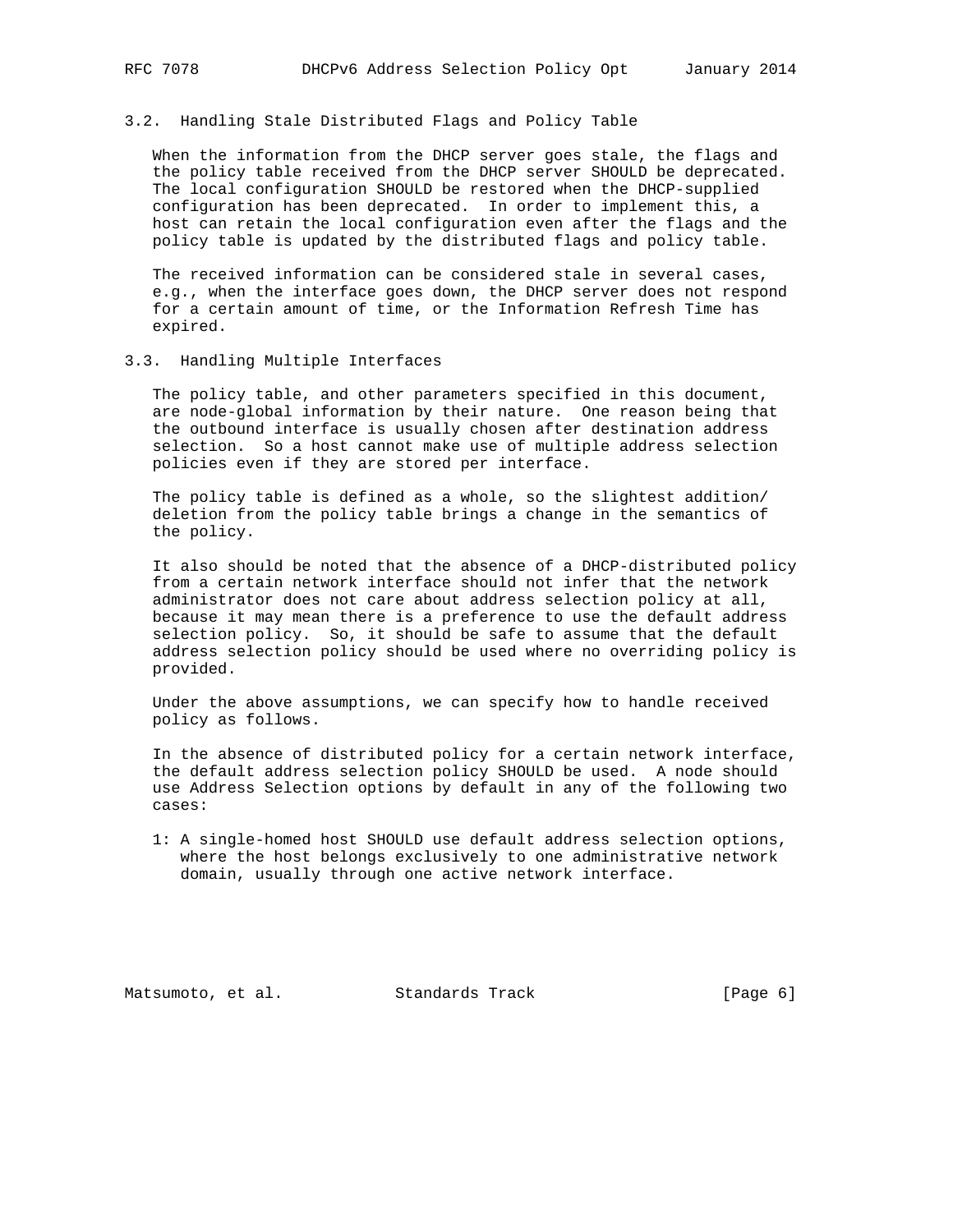### 3.2. Handling Stale Distributed Flags and Policy Table

When the information from the DHCP server goes stale, the flags and the policy table received from the DHCP server SHOULD be deprecated. The local configuration SHOULD be restored when the DHCP-supplied configuration has been deprecated. In order to implement this, a host can retain the local configuration even after the flags and the policy table is updated by the distributed flags and policy table.

The received information can be considered stale in several cases, e.g., when the interface goes down, the DHCP server does not respond for a certain amount of time, or the Information Refresh Time has expired.

### 3.3. Handling Multiple Interfaces

The policy table, and other parameters specified in this document, are node-global information by their nature. One reason being that the outbound interface is usually chosen after destination address selection. So a host cannot make use of multiple address selection policies even if they are stored per interface.

The policy table is defined as a whole, so the slightest addition/deletion from the policy table brings a change in the semantics of the policy.

It also should be noted that the absence of a DHCP-distributed policy from a certain network interface should not infer that the network administrator does not care about address selection policy at all, because it may mean there is a preference to use the default address selection policy. So, it should be safe to assume that the default address selection policy should be used where no overriding policy is provided.

Under the above assumptions, we can specify how to handle received policy as follows.

In the absence of distributed policy for a certain network interface, the default address selection policy SHOULD be used. A node should use Address Selection options by default in any of the following two cases:

1: A single-homed host SHOULD use default address selection options, where the host belongs exclusively to one administrative network domain, usually through one active network interface.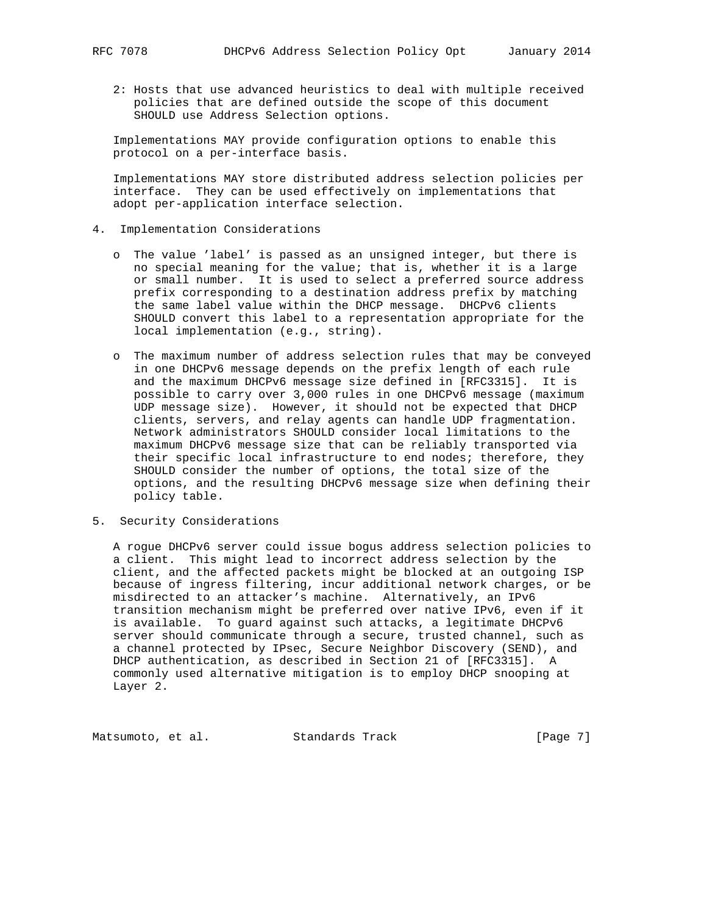2: Hosts that use advanced heuristics to deal with multiple received policies that are defined outside the scope of this document SHOULD use Address Selection options.

Implementations MAY provide configuration options to enable this protocol on a per-interface basis.

Implementations MAY store distributed address selection policies per interface. They can be used effectively on implementations that adopt per-application interface selection.

## 4. Implementation Considerations

- The value 'label' is passed as an unsigned integer, but there is no special meaning for the value; that is, whether it is a large or small number. It is used to select a preferred source address prefix corresponding to a destination address prefix by matching the same label value within the DHCP message. DHCPv6 clients SHOULD convert this label to a representation appropriate for the local implementation (e.g., string).

- The maximum number of address selection rules that may be conveyed in one DHCPv6 message depends on the prefix length of each rule and the maximum DHCPv6 message size defined in [RFC3315]. It is possible to carry over 3,000 rules in one DHCPv6 message (maximum UDP message size). However, it should not be expected that DHCP clients, servers, and relay agents can handle UDP fragmentation. Network administrators SHOULD consider local limitations to the maximum DHCPv6 message size that can be reliably transported via their specific local infrastructure to end nodes; therefore, they SHOULD consider the number of options, the total size of the options, and the resulting DHCPv6 message size when defining their policy table.

## 5. Security Considerations

A rogue DHCPv6 server could issue bogus address selection policies to a client. This might lead to incorrect address selection by the client, and the affected packets might be blocked at an outgoing ISP because of ingress filtering, incur additional network charges, or be misdirected to an attacker's machine. Alternatively, an IPv6 transition mechanism might be preferred over native IPv6, even if it is available. To guard against such attacks, a legitimate DHCPv6 server should communicate through a secure, trusted channel, such as a channel protected by IPsec, Secure Neighbor Discovery (SEND), and DHCP authentication, as described in Section 21 of [RFC3315]. A commonly used alternative mitigation is to employ DHCP snooping at Layer 2.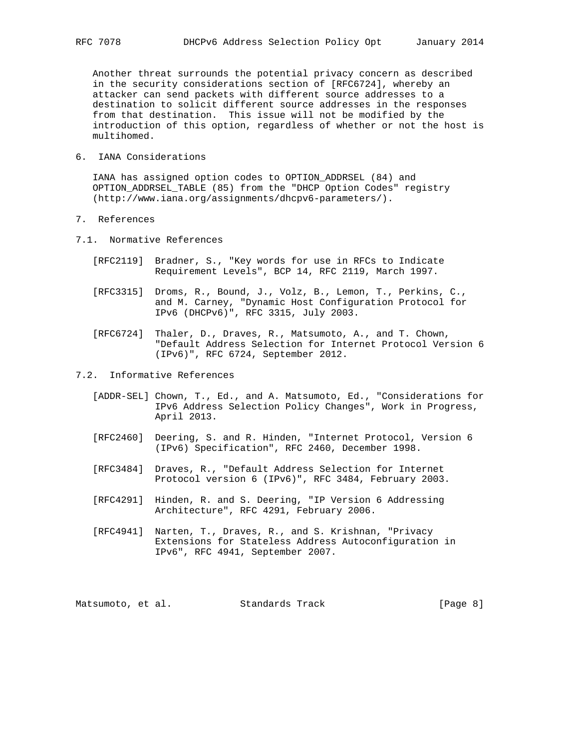Another threat surrounds the potential privacy concern as described in the security considerations section of [RFC6724], whereby an attacker can send packets with different source addresses to a destination to solicit different source addresses in the responses from that destination. This issue will not be modified by the introduction of this option, regardless of whether or not the host is multihomed.

## 6. IANA Considerations

IANA has assigned option codes to OPTION_ADDRSEL (84) and OPTION_ADDRSEL_TABLE (85) from the "DHCP Option Codes" registry (http://www.iana.org/assignments/dhcpv6-parameters/).

## 7. References

### 7.1. Normative References

[RFC2119] Bradner, S., "Key words for use in RFCs to Indicate Requirement Levels", BCP 14, RFC 2119, March 1997.

[RFC3315] Droms, R., Bound, J., Volz, B., Lemon, T., Perkins, C., and M. Carney, "Dynamic Host Configuration Protocol for IPv6 (DHCPv6)", RFC 3315, July 2003.

[RFC6724] Thaler, D., Draves, R., Matsumoto, A., and T. Chown, "Default Address Selection for Internet Protocol Version 6 (IPv6)", RFC 6724, September 2012.

### 7.2. Informative References

[ADDR-SEL] Chown, T., Ed., and A. Matsumoto, Ed., "Considerations for IPv6 Address Selection Policy Changes", Work in Progress, April 2013.

[RFC2460] Deering, S. and R. Hinden, "Internet Protocol, Version 6 (IPv6) Specification", RFC 2460, December 1998.

[RFC3484] Draves, R., "Default Address Selection for Internet Protocol version 6 (IPv6)", RFC 3484, February 2003.

[RFC4291] Hinden, R. and S. Deering, "IP Version 6 Addressing Architecture", RFC 4291, February 2006.

[RFC4941] Narten, T., Draves, R., and S. Krishnan, "Privacy Extensions for Stateless Address Autoconfiguration in IPv6", RFC 4941, September 2007.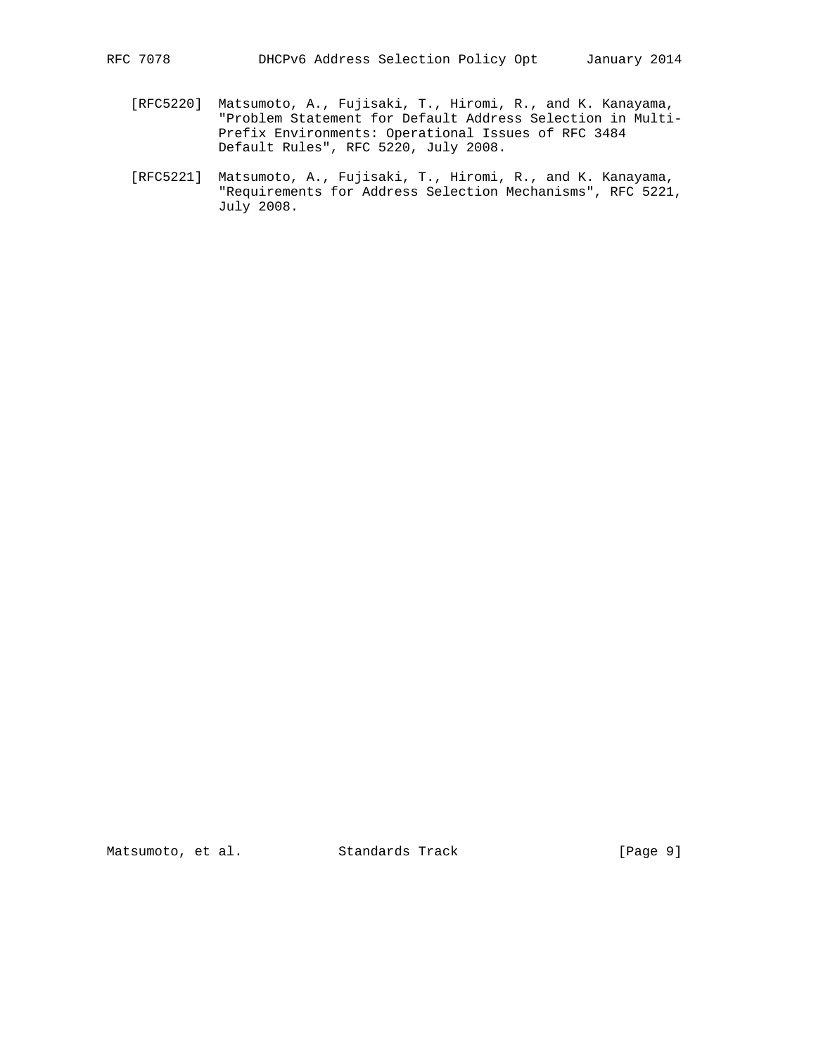[RFC5220] Matsumoto, A., Fujisaki, T., Hiromi, R., and K. Kanayama, "Problem Statement for Default Address Selection in Multi-Prefix Environments: Operational Issues of RFC 3484 Default Rules", RFC 5220, July 2008.

[RFC5221] Matsumoto, A., Fujisaki, T., Hiromi, R., and K. Kanayama, "Requirements for Address Selection Mechanisms", RFC 5221, July 2008.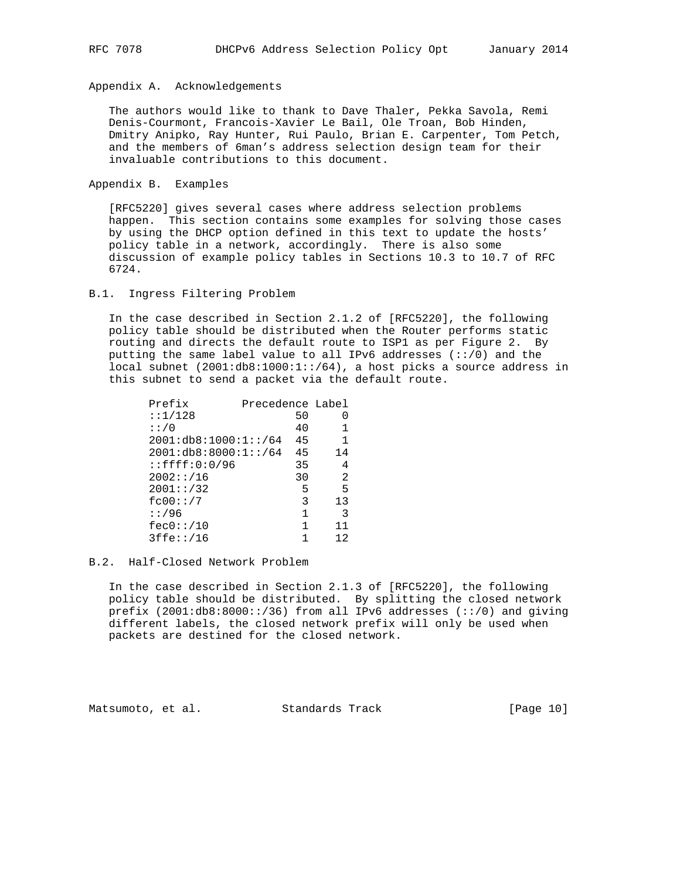## Appendix A. Acknowledgements

The authors would like to thank to Dave Thaler, Pekka Savola, Remi Denis-Courmont, Francois-Xavier Le Bail, Ole Troan, Bob Hinden, Dmitry Anipko, Ray Hunter, Rui Paulo, Brian E. Carpenter, Tom Petch, and the members of 6man's address selection design team for their invaluable contributions to this document.

## Appendix B. Examples

[RFC5220] gives several cases where address selection problems happen. This section contains some examples for solving those cases by using the DHCP option defined in this text to update the hosts' policy table in a network, accordingly. There is also some discussion of example policy tables in Sections 10.3 to 10.7 of RFC 6724.

### B.1. Ingress Filtering Problem

In the case described in Section 2.1.2 of [RFC5220], the following policy table should be distributed when the Router performs static routing and directs the default route to ISP1 as per Figure 2. By putting the same label value to all IPv6 addresses (::/0) and the local subnet (2001:db8:1000:1::/64), a host picks a source address in this subnet to send a packet via the default route.

| Prefix | Precedence | Label |
|---|---|---|
| ::1/128 | 50 | 0 |
| ::/0 | 40 | 1 |
| 2001:db8:1000:1::/64 | 45 | 1 |
| 2001:db8:8000:1::/64 | 45 | 14 |
| ::ffff:0:0/96 | 35 | 4 |
| 2002::/16 | 30 | 2 |
| 2001::/32 | 5 | 5 |
| fc00::/7 | 3 | 13 |
| ::/96 | 1 | 3 |
| fec0::/10 | 1 | 11 |
| 3ffe::/16 | 1 | 12 |

### B.2. Half-Closed Network Problem

In the case described in Section 2.1.3 of [RFC5220], the following policy table should be distributed. By splitting the closed network prefix (2001:db8:8000::/36) from all IPv6 addresses (::/0) and giving different labels, the closed network prefix will only be used when packets are destined for the closed network.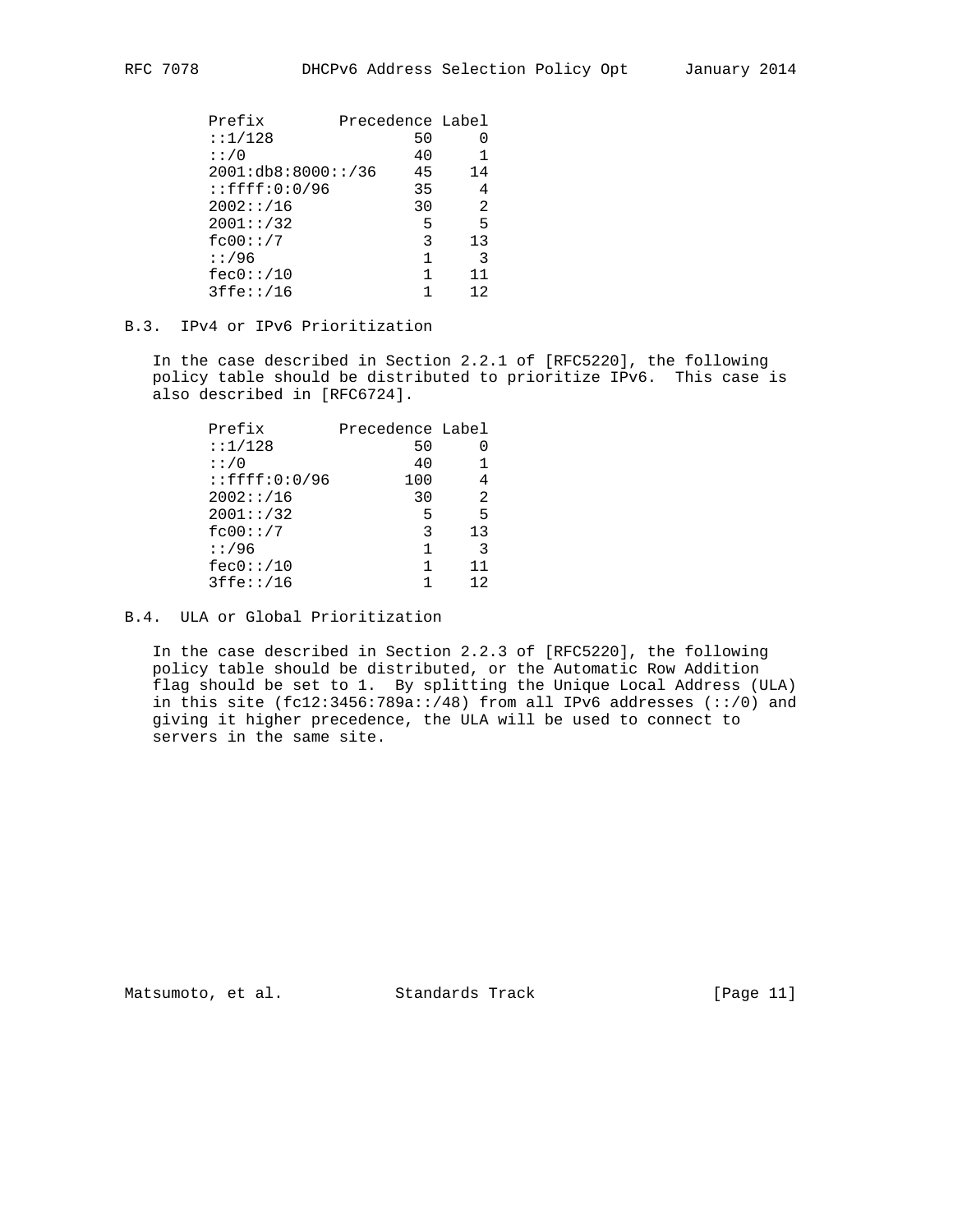| Prefix | Precedence | Label |
| --- | --- | --- |
| ::1/128 | 50 | 0 |
| ::/0 | 40 | 1 |
| 2001:db8:8000::/36 | 45 | 14 |
| ::ffff:0:0/96 | 35 | 4 |
| 2002::/16 | 30 | 2 |
| 2001::/32 | 5 | 5 |
| fc00::/7 | 3 | 13 |
| ::/96 | 1 | 3 |
| fec0::/10 | 1 | 11 |
| 3ffe::/16 | 1 | 12 |

### B.3. IPv4 or IPv6 Prioritization

In the case described in Section 2.2.1 of [RFC5220], the following policy table should be distributed to prioritize IPv6. This case is also described in [RFC6724].

| Prefix | Precedence | Label |
| --- | --- | --- |
| ::1/128 | 50 | 0 |
| ::/0 | 40 | 1 |
| ::ffff:0:0/96 | 100 | 4 |
| 2002::/16 | 30 | 2 |
| 2001::/32 | 5 | 5 |
| fc00::/7 | 3 | 13 |
| ::/96 | 1 | 3 |
| fec0::/10 | 1 | 11 |
| 3ffe::/16 | 1 | 12 |

### B.4. ULA or Global Prioritization

In the case described in Section 2.2.3 of [RFC5220], the following policy table should be distributed, or the Automatic Row Addition flag should be set to 1. By splitting the Unique Local Address (ULA) in this site (fc12:3456:789a::/48) from all IPv6 addresses (::/0) and giving it higher precedence, the ULA will be used to connect to servers in the same site.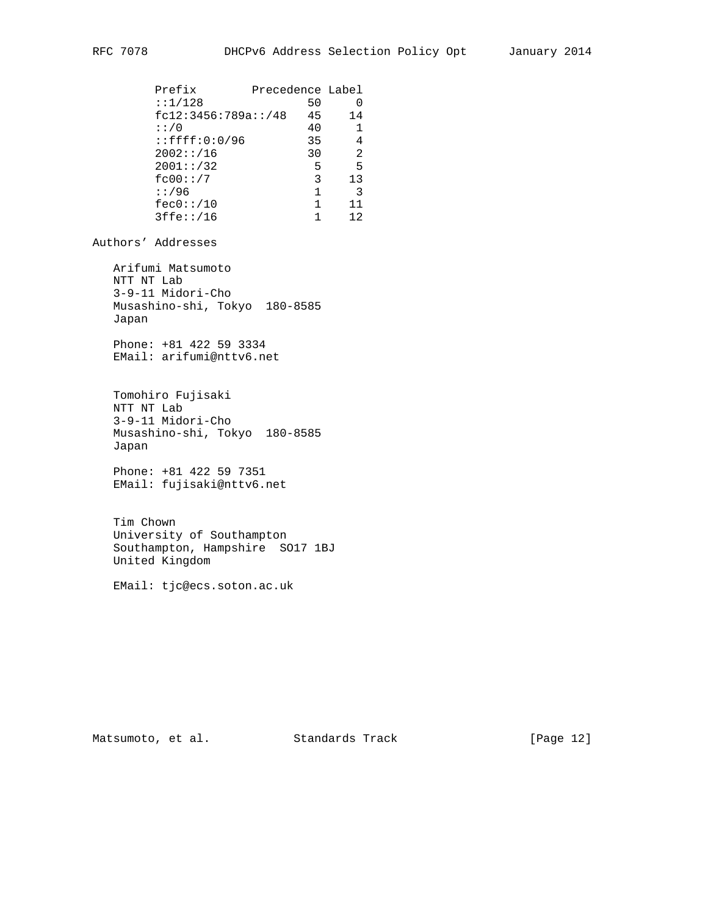| Prefix | Precedence | Label |
| --- | --- | --- |
| ::1/128 | 50 | 0 |
| fc12:3456:789a::/48 | 45 | 14 |
| ::/0 | 40 | 1 |
| ::ffff:0:0/96 | 35 | 4 |
| 2002::/16 | 30 | 2 |
| 2001::/32 | 5 | 5 |
| fc00::/7 | 3 | 13 |
| ::/96 | 1 | 3 |
| fec0::/10 | 1 | 11 |
| 3ffe::/16 | 1 | 12 |

## Authors' Addresses

Arifumi Matsumoto
NTT NT Lab
3-9-11 Midori-Cho
Musashino-shi, Tokyo 180-8585
Japan

Phone: +81 422 59 3334
EMail: arifumi@nttv6.net

Tomohiro Fujisaki
NTT NT Lab
3-9-11 Midori-Cho
Musashino-shi, Tokyo 180-8585
Japan

Phone: +81 422 59 7351
EMail: fujisaki@nttv6.net

Tim Chown
University of Southampton
Southampton, Hampshire SO17 1BJ
United Kingdom

EMail: tjc@ecs.soton.ac.uk